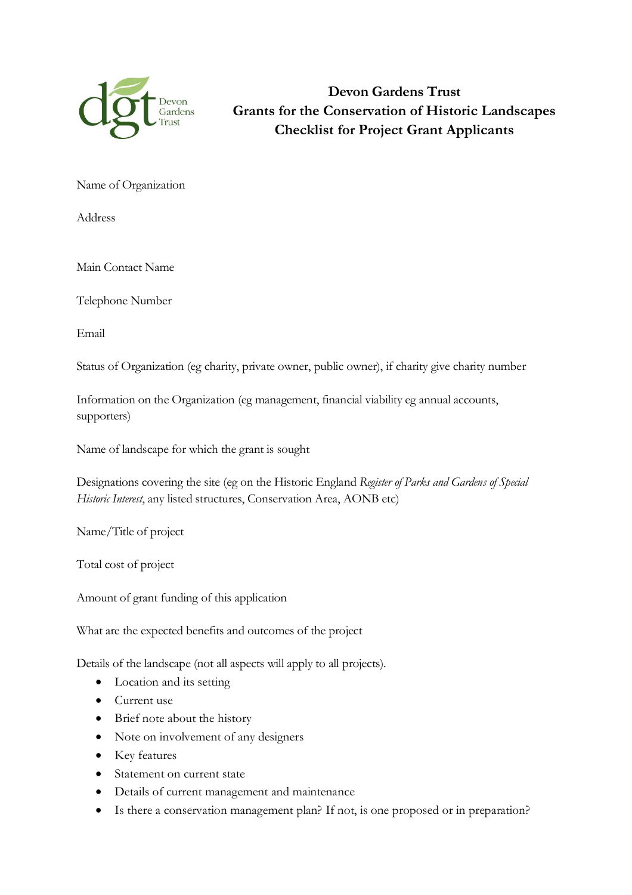# Devon Gardens Trust
# Grants for the Conservation of Historic Landscapes
# Checklist for Project Grant Applicants

Name of Organization

Address

Main Contact Name

Telephone Number

Email

Status of Organization (eg charity, private owner, public owner), if charity give charity number

Information on the Organization (eg management, financial viability eg annual accounts, supporters)

Name of landscape for which the grant is sought

Designations covering the site (eg on the Historic England *Register of Parks and Gardens of Special Historic Interest*, any listed structures, Conservation Area, AONB etc)

Name/Title of project

Total cost of project

Amount of grant funding of this application

What are the expected benefits and outcomes of the project

Details of the landscape (not all aspects will apply to all projects).

- Location and its setting
- Current use
- Brief note about the history
- Note on involvement of any designers
- Key features
- Statement on current state
- Details of current management and maintenance
- Is there a conservation management plan? If not, is one proposed or in preparation?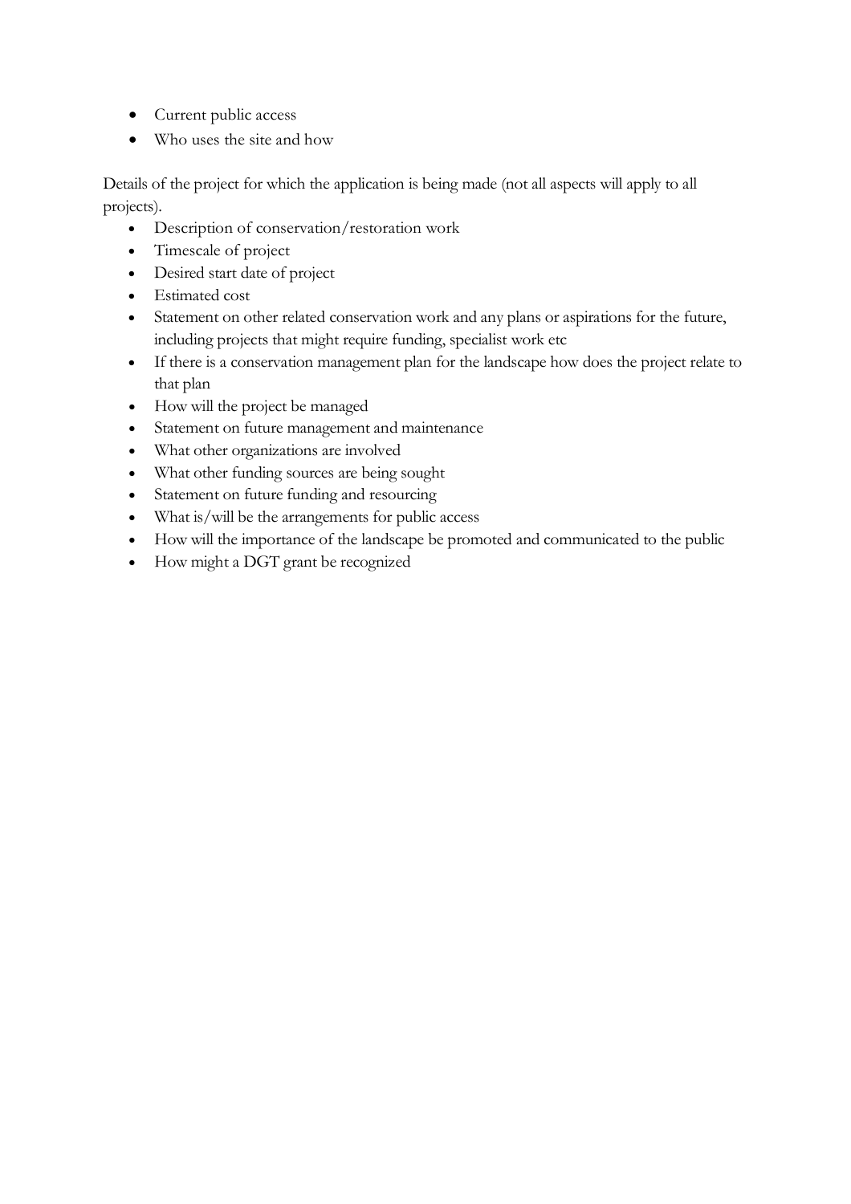- Current public access
- Who uses the site and how

Details of the project for which the application is being made (not all aspects will apply to all projects).

- Description of conservation/restoration work
- Timescale of project
- Desired start date of project
- Estimated cost
- Statement on other related conservation work and any plans or aspirations for the future, including projects that might require funding, specialist work etc
- If there is a conservation management plan for the landscape how does the project relate to that plan
- How will the project be managed
- Statement on future management and maintenance
- What other organizations are involved
- What other funding sources are being sought
- Statement on future funding and resourcing
- What is/will be the arrangements for public access
- How will the importance of the landscape be promoted and communicated to the public
- How might a DGT grant be recognized